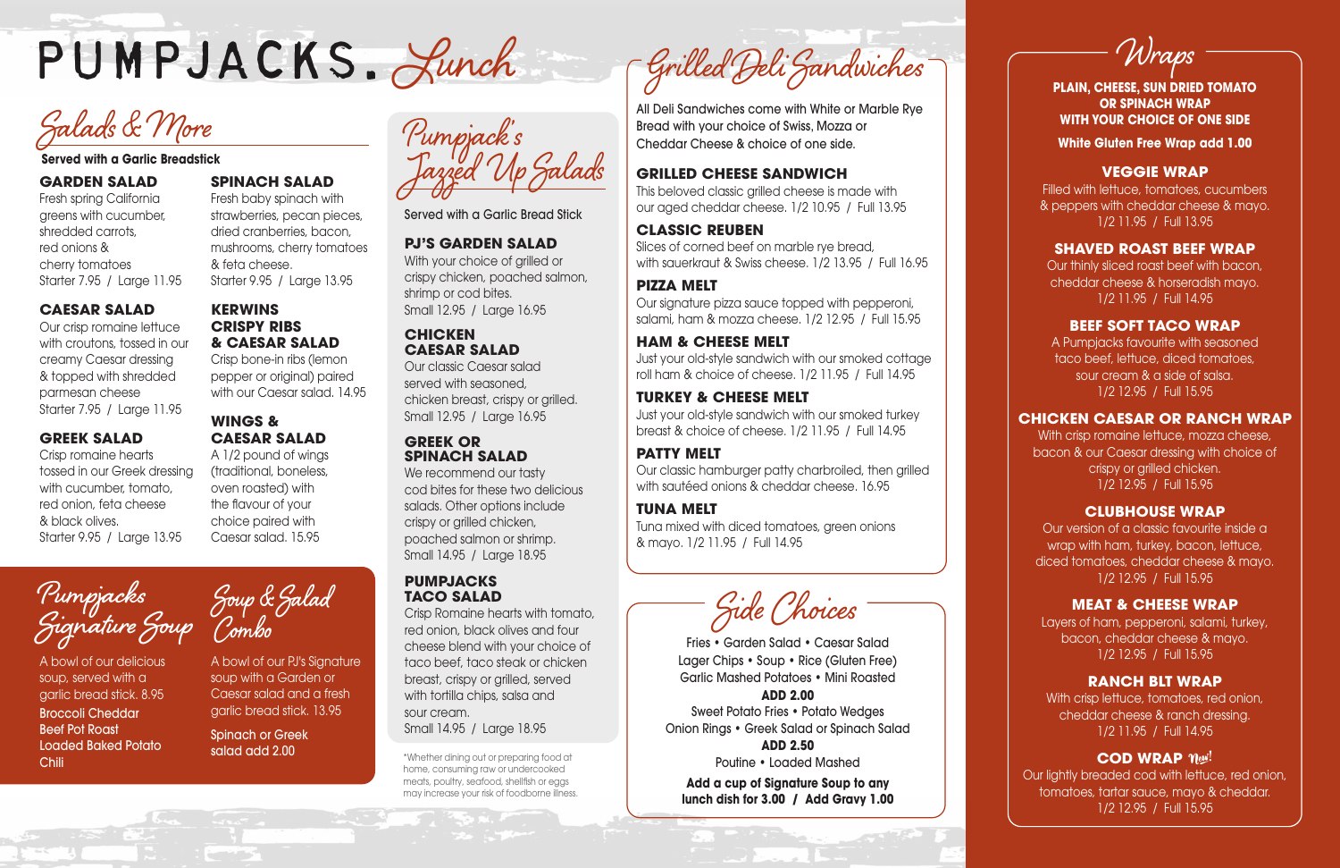# PUMPJACKS. Lunch

## Salads & More

**Served with a Garlic Breadstick**

### GARDEN SALAD
Fresh spring California greens with cucumber, shredded carrots, red onions & cherry tomatoes
Starter 7.95 / Large 11.95

### CAESAR SALAD
Our crisp romaine lettuce with croutons, tossed in our creamy Caesar dressing & topped with shredded parmesan cheese
Starter 7.95 / Large 11.95

### GREEK SALAD
Crisp romaine hearts tossed in our Greek dressing with cucumber, tomato, red onion, feta cheese & black olives.
Starter 9.95 / Large 13.95

### SPINACH SALAD
Fresh baby spinach with strawberries, pecan pieces, dried cranberries, bacon, mushrooms, cherry tomatoes & feta cheese.
Starter 9.95 / Large 13.95

### KERWINS CRISPY RIBS & CAESAR SALAD
Crisp bone-in ribs (lemon pepper or original) paired with our Caesar salad. 14.95

### WINGS & CAESAR SALAD
A 1/2 pound of wings (traditional, boneless, oven roasted) with the flavour of your choice paired with Caesar salad. 15.95

## Pumpjacks Signature Soup

A bowl of our delicious soup, served with a garlic bread stick. 8.95

Broccoli Cheddar
Beef Pot Roast
Loaded Baked Potato
Chili

## Soup & Salad Combo

A bowl of our PJ's Signature soup with a Garden or Caesar salad and a fresh garlic bread stick. 13.95

Spinach or Greek salad add 2.00

## Pumpjack's Jazzed Up Salads

Served with a Garlic Bread Stick

### PJ'S GARDEN SALAD
With your choice of grilled or crispy chicken, poached salmon, shrimp or cod bites.
Small 12.95 / Large 16.95

### CHICKEN CAESAR SALAD
Our classic Caesar salad served with seasoned, chicken breast, crispy or grilled.
Small 12.95 / Large 16.95

### GREEK OR SPINACH SALAD
We recommend our tasty cod bites for these two delicious salads. Other options include crispy or grilled chicken, poached salmon or shrimp.
Small 14.95 / Large 18.95

### PUMPJACKS TACO SALAD
Crisp Romaine hearts with tomato, red onion, black olives and four cheese blend with your choice of taco beef, taco steak or chicken breast, crispy or grilled, served with tortilla chips, salsa and sour cream.
Small 14.95 / Large 18.95

*Whether dining out or preparing food at home, consuming raw or undercooked meats, poultry, seafood, shellfish or eggs may increase your risk of foodborne illness.

## Grilled Deli Sandwiches

All Deli Sandwiches come with White or Marble Rye Bread with your choice of Swiss, Mozza or Cheddar Cheese & choice of one side.

### GRILLED CHEESE SANDWICH
This beloved classic grilled cheese is made with our aged cheddar cheese. 1/2 10.95 / Full 13.95

### CLASSIC REUBEN
Slices of corned beef on marble rye bread, with sauerkraut & Swiss cheese. 1/2 13.95 / Full 16.95

### PIZZA MELT
Our signature pizza sauce topped with pepperoni, salami, ham & mozza cheese. 1/2 12.95 / Full 15.95

### HAM & CHEESE MELT
Just your old-style sandwich with our smoked cottage roll ham & choice of cheese. 1/2 11.95 / Full 14.95

### TURKEY & CHEESE MELT
Just your old-style sandwich with our smoked turkey breast & choice of cheese. 1/2 11.95 / Full 14.95

### PATTY MELT
Our classic hamburger patty charbroiled, then grilled with sautéed onions & cheddar cheese. 16.95

### TUNA MELT
Tuna mixed with diced tomatoes, green onions & mayo. 1/2 11.95 / Full 14.95

## Side Choices

Fries • Garden Salad • Caesar Salad
Lager Chips • Soup • Rice (Gluten Free)
Garlic Mashed Potatoes • Mini Roasted

**ADD 2.00**
Sweet Potato Fries • Potato Wedges
Onion Rings • Greek Salad or Spinach Salad

**ADD 2.50**
Poutine • Loaded Mashed

**Add a cup of Signature Soup to any lunch dish for 3.00 / Add Gravy 1.00**

## Wraps

**PLAIN, CHEESE, SUN DRIED TOMATO OR SPINACH WRAP WITH YOUR CHOICE OF ONE SIDE**

**White Gluten Free Wrap add 1.00**

### VEGGIE WRAP
Filled with lettuce, tomatoes, cucumbers & peppers with cheddar cheese & mayo.
1/2 11.95 / Full 13.95

### SHAVED ROAST BEEF WRAP
Our thinly sliced roast beef with bacon, cheddar cheese & horseradish mayo.
1/2 11.95 / Full 14.95

### BEEF SOFT TACO WRAP
A Pumpjacks favourite with seasoned taco beef, lettuce, diced tomatoes, sour cream & a side of salsa.
1/2 12.95 / Full 15.95

### CHICKEN CAESAR OR RANCH WRAP
With crisp romaine lettuce, mozza cheese, bacon & our Caesar dressing with choice of crispy or grilled chicken.
1/2 12.95 / Full 15.95

### CLUBHOUSE WRAP
Our version of a classic favourite inside a wrap with ham, turkey, bacon, lettuce, diced tomatoes, cheddar cheese & mayo.
1/2 12.95 / Full 15.95

### MEAT & CHEESE WRAP
Layers of ham, pepperoni, salami, turkey, bacon, cheddar cheese & mayo.
1/2 12.95 / Full 15.95

### RANCH BLT WRAP
With crisp lettuce, tomatoes, red onion, cheddar cheese & ranch dressing.
1/2 11.95 / Full 14.95

### COD WRAP New!
Our lightly breaded cod with lettuce, red onion, tomatoes, tartar sauce, mayo & cheddar.
1/2 12.95 / Full 15.95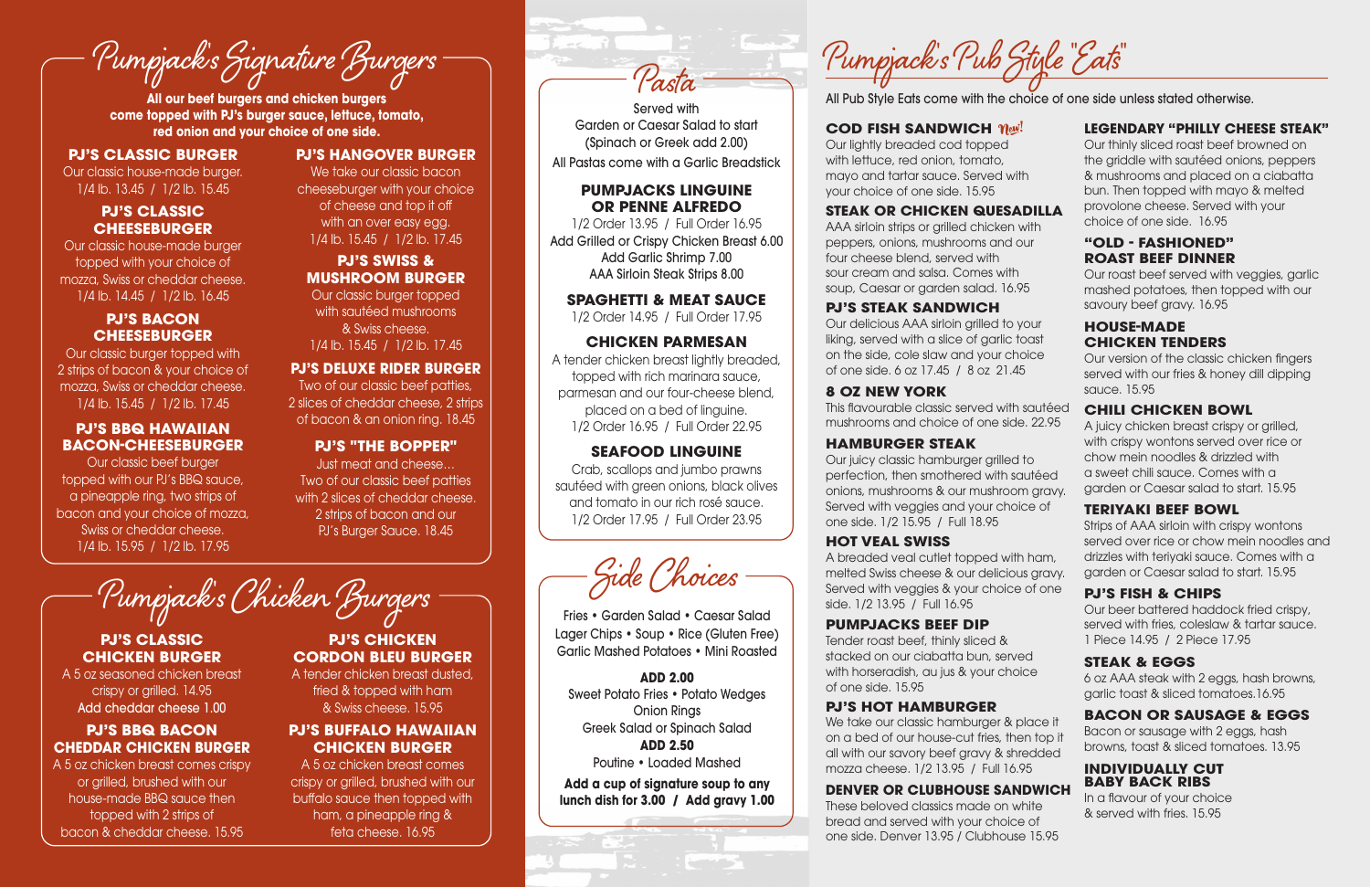# Pumpjack's Signature Burgers

**All our beef burgers and chicken burgers come topped with PJ's burger sauce, lettuce, tomato, red onion and your choice of one side.**

### PJ'S CLASSIC BURGER
Our classic house-made burger.
1/4 lb. 13.45 / 1/2 lb. 15.45

### PJ'S CLASSIC CHEESEBURGER
Our classic house-made burger topped with your choice of mozza, Swiss or cheddar cheese.
1/4 lb. 14.45 / 1/2 lb. 16.45

### PJ'S BACON CHEESEBURGER
Our classic burger topped with 2 strips of bacon & your choice of mozza, Swiss or cheddar cheese.
1/4 lb. 15.45 / 1/2 lb. 17.45

### PJ'S BBQ HAWAIIAN BACON-CHEESEBURGER
Our classic beef burger topped with our PJ's BBQ sauce, a pineapple ring, two strips of bacon and your choice of mozza, Swiss or cheddar cheese.
1/4 lb. 15.95 / 1/2 lb. 17.95

### PJ'S HANGOVER BURGER
We take our classic bacon cheeseburger with your choice of cheese and top it off with an over easy egg.
1/4 lb. 15.45 / 1/2 lb. 17.45

### PJ'S SWISS & MUSHROOM BURGER
Our classic burger topped with sautéed mushrooms & Swiss cheese.
1/4 lb. 15.45 / 1/2 lb. 17.45

### PJ'S DELUXE RIDER BURGER
Two of our classic beef patties, 2 slices of cheddar cheese, 2 strips of bacon & an onion ring. 18.45

### PJ'S "THE BOPPER"
Just meat and cheese... Two of our classic beef patties with 2 slices of cheddar cheese. 2 strips of bacon and our PJ's Burger Sauce. 18.45

# Pumpjack's Chicken Burgers

### PJ'S CLASSIC CHICKEN BURGER
A 5 oz seasoned chicken breast crispy or grilled. 14.95
Add cheddar cheese 1.00

### PJ'S BBQ BACON CHEDDAR CHICKEN BURGER
A 5 oz chicken breast comes crispy or grilled, brushed with our house-made BBQ sauce then topped with 2 strips of bacon & cheddar cheese. 15.95

### PJ'S CHICKEN CORDON BLEU BURGER
A tender chicken breast dusted, fried & topped with ham & Swiss cheese. 15.95

### PJ'S BUFFALO HAWAIIAN CHICKEN BURGER
A 5 oz chicken breast comes crispy or grilled, brushed with our buffalo sauce then topped with ham, a pineapple ring & feta cheese. 16.95

# Pasta

Served with Garden or Caesar Salad to start (Spinach or Greek add 2.00)
All Pastas come with a Garlic Breadstick

### PUMPJACKS LINGUINE OR PENNE ALFREDO
1/2 Order 13.95 / Full Order 16.95
Add Grilled or Crispy Chicken Breast 6.00
Add Garlic Shrimp 7.00
AAA Sirloin Steak Strips 8.00

### SPAGHETTI & MEAT SAUCE
1/2 Order 14.95 / Full Order 17.95

### CHICKEN PARMESAN
A tender chicken breast lightly breaded, topped with rich marinara sauce, parmesan and our four-cheese blend, placed on a bed of linguine.
1/2 Order 16.95 / Full Order 22.95

### SEAFOOD LINGUINE
Crab, scallops and jumbo prawns sautéed with green onions, black olives and tomato in our rich rosé sauce.
1/2 Order 17.95 / Full Order 23.95

# Side Choices

Fries • Garden Salad • Caesar Salad
Lager Chips • Soup • Rice (Gluten Free)
Garlic Mashed Potatoes • Mini Roasted

**ADD 2.00**
Sweet Potato Fries • Potato Wedges
Onion Rings
Greek Salad or Spinach Salad

**ADD 2.50**
Poutine • Loaded Mashed

**Add a cup of signature soup to any lunch dish for 3.00 / Add gravy 1.00**

# Pumpjack's Pub Style "Eats"

All Pub Style Eats come with the choice of one side unless stated otherwise.

### COD FISH SANDWICH *New!*
Our lightly breaded cod topped with lettuce, red onion, tomato, mayo and tartar sauce. Served with your choice of one side. 15.95

### STEAK OR CHICKEN QUESADILLA
AAA sirloin strips or grilled chicken with peppers, onions, mushrooms and our four cheese blend, served with sour cream and salsa. Comes with soup, Caesar or garden salad. 16.95

### PJ'S STEAK SANDWICH
Our delicious AAA sirloin grilled to your liking, served with a slice of garlic toast on the side, cole slaw and your choice of one side. 6 oz 17.45 / 8 oz 21.45

### 8 OZ NEW YORK
This flavourable classic served with sautéed mushrooms and choice of one side. 22.95

### HAMBURGER STEAK
Our juicy classic hamburger grilled to perfection, then smothered with sautéed onions, mushrooms & our mushroom gravy. Served with veggies and your choice of one side. 1/2 15.95 / Full 18.95

### HOT VEAL SWISS
A breaded veal cutlet topped with ham, melted Swiss cheese & our delicious gravy. Served with veggies & your choice of one side. 1/2 13.95 / Full 16.95

### PUMPJACKS BEEF DIP
Tender roast beef, thinly sliced & stacked on our ciabatta bun, served with horseradish, au jus & your choice of one side. 15.95

### PJ'S HOT HAMBURGER
We take our classic hamburger & place it on a bed of our house-cut fries, then top it all with our savory beef gravy & shredded mozza cheese. 1/2 13.95 / Full 16.95

### DENVER OR CLUBHOUSE SANDWICH
These beloved classics made on white bread and served with your choice of one side. Denver 13.95 / Clubhouse 15.95

### LEGENDARY "PHILLY CHEESE STEAK"
Our thinly sliced roast beef browned on the griddle with sautéed onions, peppers & mushrooms and placed on a ciabatta bun. Then topped with mayo & melted provolone cheese. Served with your choice of one side. 16.95

### "OLD - FASHIONED" ROAST BEEF DINNER
Our roast beef served with veggies, garlic mashed potatoes, then topped with our savoury beef gravy. 16.95

### HOUSE-MADE CHICKEN TENDERS
Our version of the classic chicken fingers served with our fries & honey dill dipping sauce. 15.95

### CHILI CHICKEN BOWL
A juicy chicken breast crispy or grilled, with crispy wontons served over rice or chow mein noodles & drizzled with a sweet chili sauce. Comes with a garden or Caesar salad to start. 15.95

### TERIYAKI BEEF BOWL
Strips of AAA sirloin with crispy wontons served over rice or chow mein noodles and drizzles with teriyaki sauce. Comes with a garden or Caesar salad to start. 15.95

### PJ'S FISH & CHIPS
Our beer battered haddock fried crispy, served with fries, coleslaw & tartar sauce.
1 Piece 14.95 / 2 Piece 17.95

### STEAK & EGGS
6 oz AAA steak with 2 eggs, hash browns, garlic toast & sliced tomatoes. 16.95

### BACON OR SAUSAGE & EGGS
Bacon or sausage with 2 eggs, hash browns, toast & sliced tomatoes. 13.95

### INDIVIDUALLY CUT BABY BACK RIBS
In a flavour of your choice & served with fries. 15.95